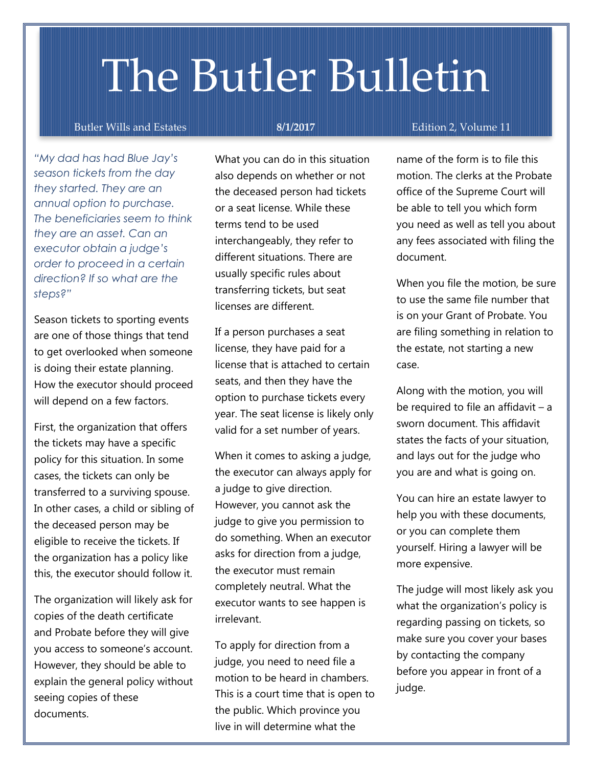# The Butler Bulletin

Butler Wills and Estates **8/1/2017** Edition 2, Volume 11

*"My dad has had Blue Jay's season tickets from the day they started. They are an annual option to purchase. The beneficiaries seem to think they are an asset. Can an executor obtain a judge's order to proceed in a certain direction? If so what are the steps?"*

Season tickets to sporting events are one of those things that tend to get overlooked when someone is doing their estate planning. How the executor should proceed will depend on a few factors.

First, the organization that offers the tickets may have a specific policy for this situation. In some cases, the tickets can only be transferred to a surviving spouse. In other cases, a child or sibling of the deceased person may be eligible to receive the tickets. If the organization has a policy like this, the executor should follow it.

The organization will likely ask for copies of the death certificate and Probate before they will give you access to someone's account. However, they should be able to explain the general policy without seeing copies of these documents.

What you can do in this situation also depends on whether or not the deceased person had tickets or a seat license. While these terms tend to be used interchangeably, they refer to different situations. There are usually specific rules about transferring tickets, but seat licenses are different.

If a person purchases a seat license, they have paid for a license that is attached to certain seats, and then they have the option to purchase tickets every year. The seat license is likely only valid for a set number of years.

When it comes to asking a judge, the executor can always apply for a judge to give direction. However, you cannot ask the judge to give you permission to do something. When an executor asks for direction from a judge, the executor must remain completely neutral. What the executor wants to see happen is irrelevant.

To apply for direction from a judge, you need to need file a motion to be heard in chambers. This is a court time that is open to the public. Which province you live in will determine what the name of the form is to file this motion. The clerks at the Probate office of the Supreme Court will be able to tell you which form you need as well as tell you about any fees associated with filing the document.

When you file the motion, be sure to use the same file number that is on your Grant of Probate. You are filing something in relation to the estate, not starting a new case.

Along with the motion, you will be required to file an affidavit – a sworn document. This affidavit states the facts of your situation, and lays out for the judge who you are and what is going on.

You can hire an estate lawyer to help you with these documents, or you can complete them yourself. Hiring a lawyer will be more expensive.

The judge will most likely ask you what the organization's policy is regarding passing on tickets, so make sure you cover your bases by contacting the company before you appear in front of a judge.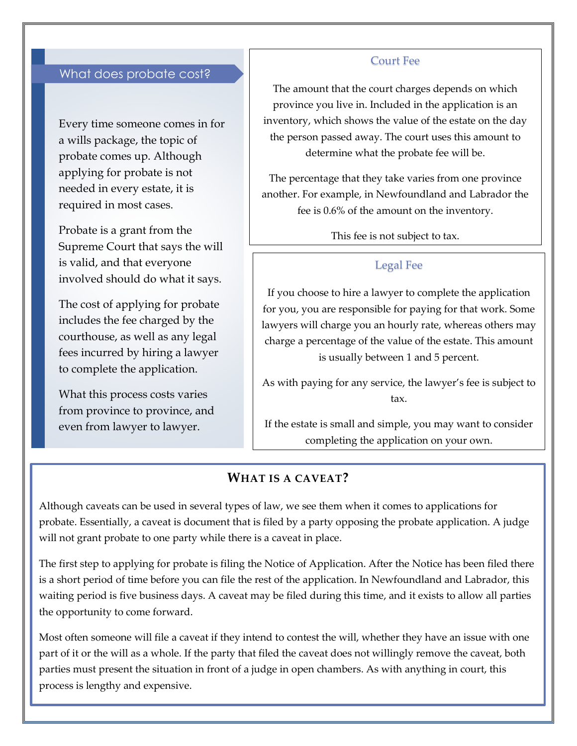## What does probate cost?

Every time someone comes in for a wills package, the topic of probate comes up. Although applying for probate is not needed in every estate, it is required in most cases.

Probate is a grant from the Supreme Court that says the will is valid, and that everyone involved should do what it says.

The cost of applying for probate includes the fee charged by the courthouse, as well as any legal fees incurred by hiring a lawyer to complete the application.

What this process costs varies from province to province, and even from lawyer to lawyer.

### Court Fee

The amount that the court charges depends on which province you live in. Included in the application is an inventory, which shows the value of the estate on the day the person passed away. The court uses this amount to determine what the probate fee will be.

The percentage that they take varies from one province another. For example, in Newfoundland and Labrador the fee is 0.6% of the amount on the inventory.

This fee is not subject to tax.

### Legal Fee

If you choose to hire a lawyer to complete the application for you, you are responsible for paying for that work. Some lawyers will charge you an hourly rate, whereas others may charge a percentage of the value of the estate. This amount is usually between 1 and 5 percent.

As with paying for any service, the lawyer's fee is subject to tax.

If the estate is small and simple, you may want to consider completing the application on your own.

## What is a caveat?

Although caveats can be used in several types of law, we see them when it comes to applications for probate. Essentially, a caveat is document that is filed by a party opposing the probate application. A judge will not grant probate to one party while there is a caveat in place.

The first step to applying for probate is filing the Notice of Application. After the Notice has been filed there is a short period of time before you can file the rest of the application. In Newfoundland and Labrador, this waiting period is five business days. A caveat may be filed during this time, and it exists to allow all parties the opportunity to come forward.

Most often someone will file a caveat if they intend to contest the will, whether they have an issue with one part of it or the will as a whole. If the party that filed the caveat does not willingly remove the caveat, both parties must present the situation in front of a judge in open chambers. As with anything in court, this process is lengthy and expensive.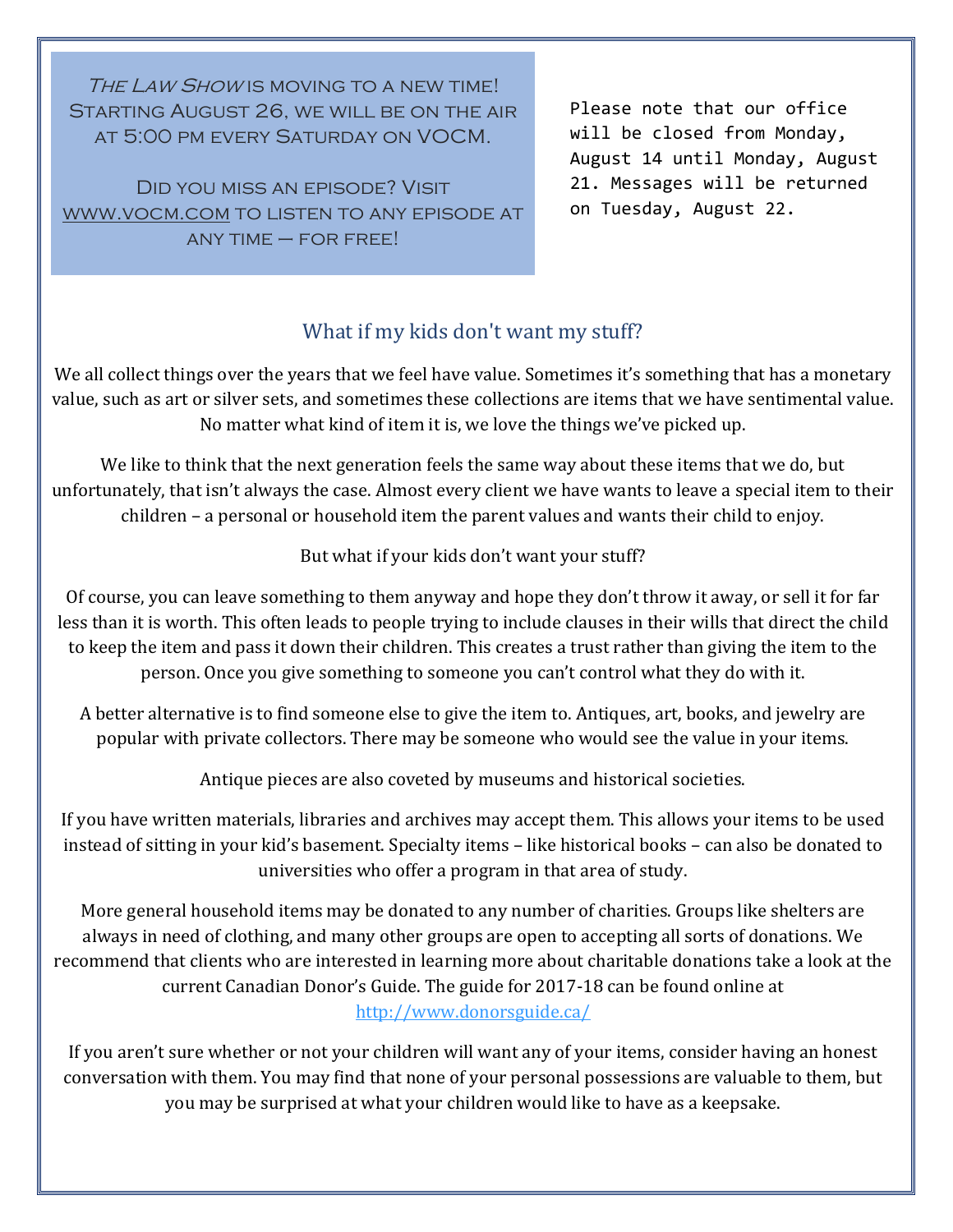*The Law Show* is moving to a new time! Starting August 26, we will be on the air at 5:00 pm every Saturday on VOCM.

Did you miss an episode? Visit www.vocm.com to listen to any episode at any time – for free!

Please note that our office will be closed from Monday, August 14 until Monday, August 21. Messages will be returned on Tuesday, August 22.

## What if my kids don't want my stuff?

We all collect things over the years that we feel have value. Sometimes it's something that has a monetary value, such as art or silver sets, and sometimes these collections are items that we have sentimental value. No matter what kind of item it is, we love the things we've picked up.

We like to think that the next generation feels the same way about these items that we do, but unfortunately, that isn't always the case. Almost every client we have wants to leave a special item to their children – a personal or household item the parent values and wants their child to enjoy.

But what if your kids don't want your stuff?

Of course, you can leave something to them anyway and hope they don't throw it away, or sell it for far less than it is worth. This often leads to people trying to include clauses in their wills that direct the child to keep the item and pass it down their children. This creates a trust rather than giving the item to the person. Once you give something to someone you can't control what they do with it.

A better alternative is to find someone else to give the item to. Antiques, art, books, and jewelry are popular with private collectors. There may be someone who would see the value in your items.

Antique pieces are also coveted by museums and historical societies.

If you have written materials, libraries and archives may accept them. This allows your items to be used instead of sitting in your kid's basement. Specialty items – like historical books – can also be donated to universities who offer a program in that area of study.

More general household items may be donated to any number of charities. Groups like shelters are always in need of clothing, and many other groups are open to accepting all sorts of donations. We recommend that clients who are interested in learning more about charitable donations take a look at the current Canadian Donor's Guide. The guide for 2017-18 can be found online at http://www.donorsguide.ca/

If you aren't sure whether or not your children will want any of your items, consider having an honest conversation with them. You may find that none of your personal possessions are valuable to them, but you may be surprised at what your children would like to have as a keepsake.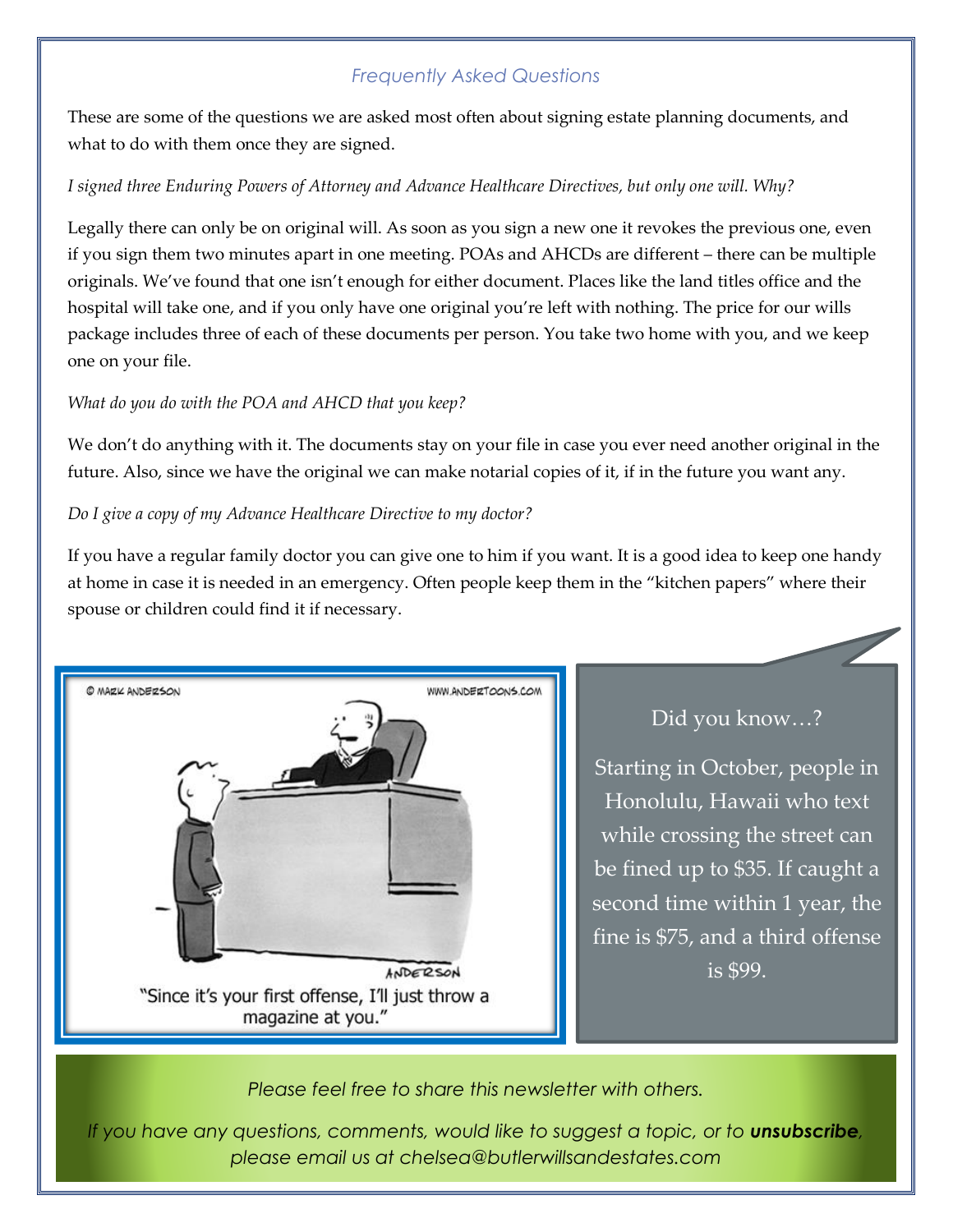## *Frequently Asked Questions*

These are some of the questions we are asked most often about signing estate planning documents, and what to do with them once they are signed.

*I signed three Enduring Powers of Attorney and Advance Healthcare Directives, but only one will. Why?*

Legally there can only be on original will. As soon as you sign a new one it revokes the previous one, even if you sign them two minutes apart in one meeting. POAs and AHCDs are different – there can be multiple originals. We've found that one isn't enough for either document. Places like the land titles office and the hospital will take one, and if you only have one original you're left with nothing. The price for our wills package includes three of each of these documents per person. You take two home with you, and we keep one on your file.

*What do you do with the POA and AHCD that you keep?*

We don't do anything with it. The documents stay on your file in case you ever need another original in the future. Also, since we have the original we can make notarial copies of it, if in the future you want any.

*Do I give a copy of my Advance Healthcare Directive to my doctor?*

If you have a regular family doctor you can give one to him if you want. It is a good idea to keep one handy at home in case it is needed in an emergency. Often people keep them in the "kitchen papers" where their spouse or children could find it if necessary.

© MARK ANDERSON WWW.ANDERTOONS.COM

"Since it's your first offense, I'll just throw a magazine at you."

Did you know…?

Starting in October, people in Honolulu, Hawaii who text while crossing the street can be fined up to $35. If caught a second time within 1 year, the fine is $75, and a third offense is $99.

*Please feel free to share this newsletter with others.*

*If you have any questions, comments, would like to suggest a topic, or to* ***unsubscribe****, please email us at chelsea@butlerwillsandestates.com*